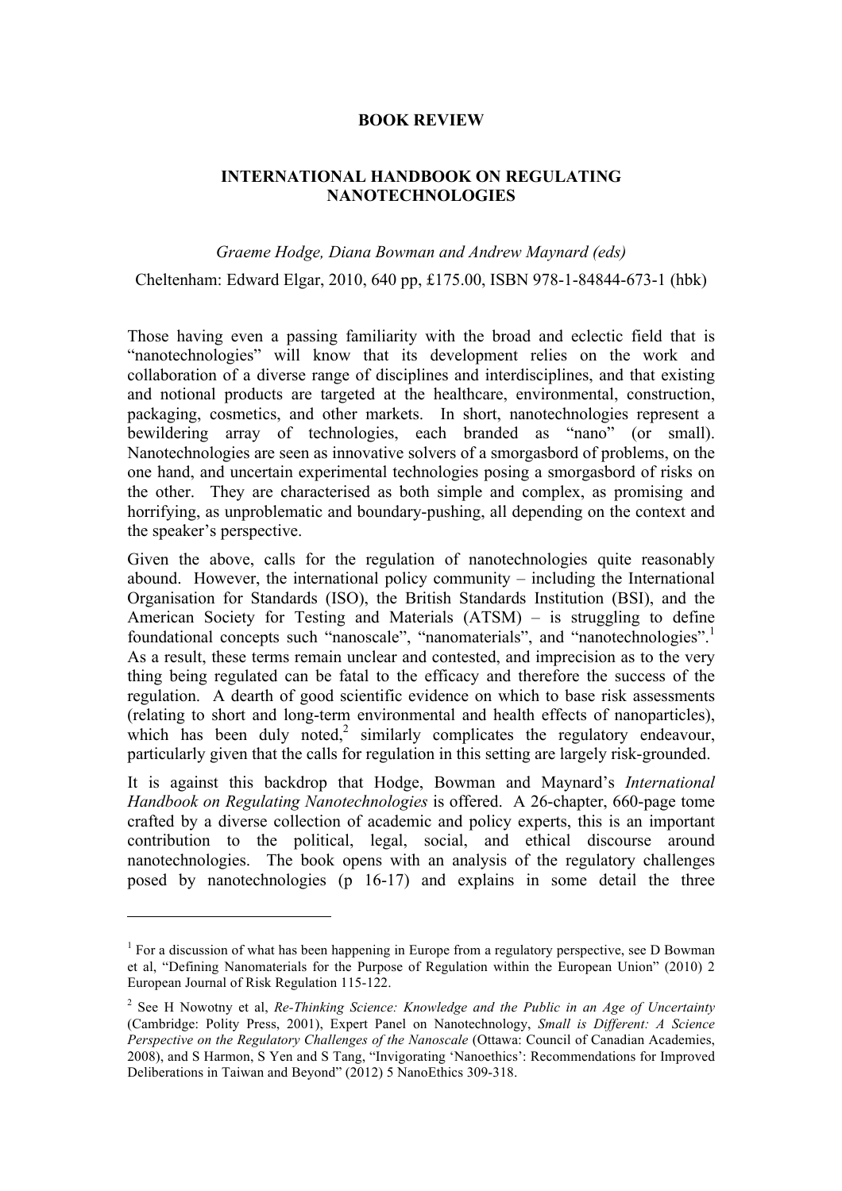**BOOK REVIEW**

**INTERNATIONAL HANDBOOK ON REGULATING NANOTECHNOLOGIES**

*Graeme Hodge, Diana Bowman and Andrew Maynard (eds)*

Cheltenham: Edward Elgar, 2010, 640 pp, £175.00, ISBN 978-1-84844-673-1 (hbk)

Those having even a passing familiarity with the broad and eclectic field that is "nanotechnologies" will know that its development relies on the work and collaboration of a diverse range of disciplines and interdisciplines, and that existing and notional products are targeted at the healthcare, environmental, construction, packaging, cosmetics, and other markets. In short, nanotechnologies represent a bewildering array of technologies, each branded as "nano" (or small). Nanotechnologies are seen as innovative solvers of a smorgasbord of problems, on the one hand, and uncertain experimental technologies posing a smorgasbord of risks on the other. They are characterised as both simple and complex, as promising and horrifying, as unproblematic and boundary-pushing, all depending on the context and the speaker's perspective.

Given the above, calls for the regulation of nanotechnologies quite reasonably abound. However, the international policy community – including the International Organisation for Standards (ISO), the British Standards Institution (BSI), and the American Society for Testing and Materials (ATSM) – is struggling to define foundational concepts such "nanoscale", "nanomaterials", and "nanotechnologies".[1] As a result, these terms remain unclear and contested, and imprecision as to the very thing being regulated can be fatal to the efficacy and therefore the success of the regulation. A dearth of good scientific evidence on which to base risk assessments (relating to short and long-term environmental and health effects of nanoparticles), which has been duly noted,[2] similarly complicates the regulatory endeavour, particularly given that the calls for regulation in this setting are largely risk-grounded.

It is against this backdrop that Hodge, Bowman and Maynard's *International Handbook on Regulating Nanotechnologies* is offered. A 26-chapter, 660-page tome crafted by a diverse collection of academic and policy experts, this is an important contribution to the political, legal, social, and ethical discourse around nanotechnologies. The book opens with an analysis of the regulatory challenges posed by nanotechnologies (p 16-17) and explains in some detail the three

---

[1] For a discussion of what has been happening in Europe from a regulatory perspective, see D Bowman et al, "Defining Nanomaterials for the Purpose of Regulation within the European Union" (2010) 2 European Journal of Risk Regulation 115-122.

[2] See H Nowotny et al, *Re-Thinking Science: Knowledge and the Public in an Age of Uncertainty* (Cambridge: Polity Press, 2001), Expert Panel on Nanotechnology, *Small is Different: A Science Perspective on the Regulatory Challenges of the Nanoscale* (Ottawa: Council of Canadian Academies, 2008), and S Harmon, S Yen and S Tang, "Invigorating 'Nanoethics': Recommendations for Improved Deliberations in Taiwan and Beyond" (2012) 5 NanoEthics 309-318.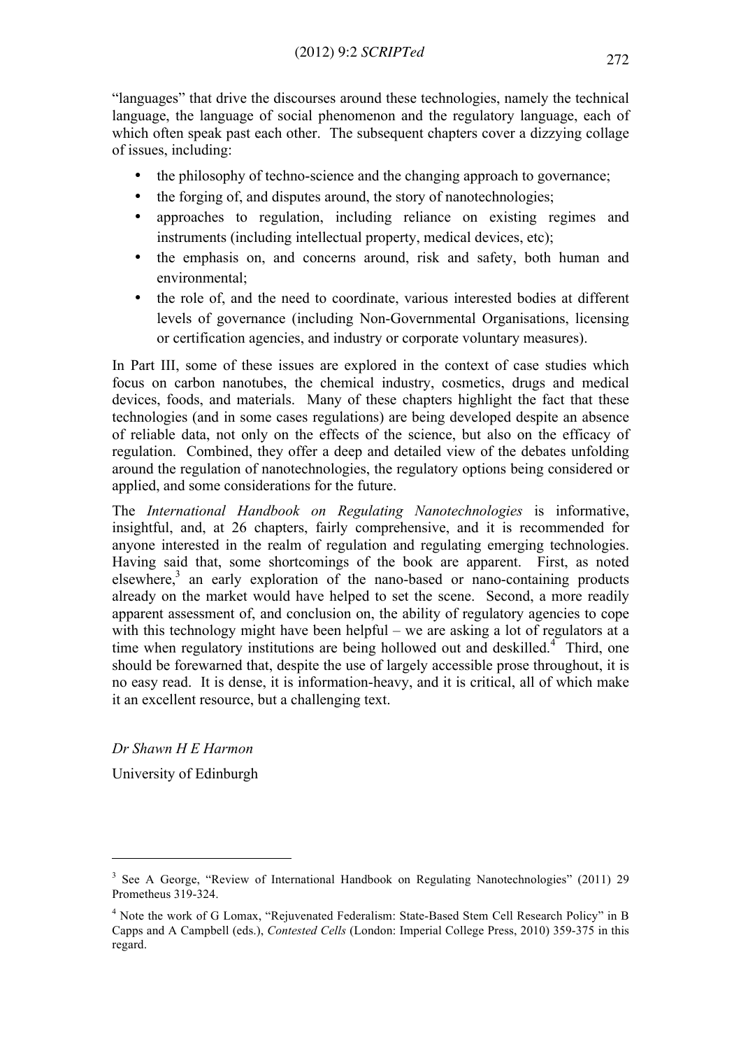"languages" that drive the discourses around these technologies, namely the technical language, the language of social phenomenon and the regulatory language, each of which often speak past each other. The subsequent chapters cover a dizzying collage of issues, including:

- the philosophy of techno-science and the changing approach to governance;
- the forging of, and disputes around, the story of nanotechnologies;
- approaches to regulation, including reliance on existing regimes and instruments (including intellectual property, medical devices, etc);
- the emphasis on, and concerns around, risk and safety, both human and environmental;
- the role of, and the need to coordinate, various interested bodies at different levels of governance (including Non-Governmental Organisations, licensing or certification agencies, and industry or corporate voluntary measures).

In Part III, some of these issues are explored in the context of case studies which focus on carbon nanotubes, the chemical industry, cosmetics, drugs and medical devices, foods, and materials. Many of these chapters highlight the fact that these technologies (and in some cases regulations) are being developed despite an absence of reliable data, not only on the effects of the science, but also on the efficacy of regulation. Combined, they offer a deep and detailed view of the debates unfolding around the regulation of nanotechnologies, the regulatory options being considered or applied, and some considerations for the future.

The *International Handbook on Regulating Nanotechnologies* is informative, insightful, and, at 26 chapters, fairly comprehensive, and it is recommended for anyone interested in the realm of regulation and regulating emerging technologies. Having said that, some shortcomings of the book are apparent. First, as noted elsewhere,[3] an early exploration of the nano-based or nano-containing products already on the market would have helped to set the scene. Second, a more readily apparent assessment of, and conclusion on, the ability of regulatory agencies to cope with this technology might have been helpful – we are asking a lot of regulators at a time when regulatory institutions are being hollowed out and deskilled.[4] Third, one should be forewarned that, despite the use of largely accessible prose throughout, it is no easy read. It is dense, it is information-heavy, and it is critical, all of which make it an excellent resource, but a challenging text.

*Dr Shawn H E Harmon*

University of Edinburgh

---

[3] See A George, "Review of International Handbook on Regulating Nanotechnologies" (2011) 29 Prometheus 319-324.

[4] Note the work of G Lomax, "Rejuvenated Federalism: State-Based Stem Cell Research Policy" in B Capps and A Campbell (eds.), *Contested Cells* (London: Imperial College Press, 2010) 359-375 in this regard.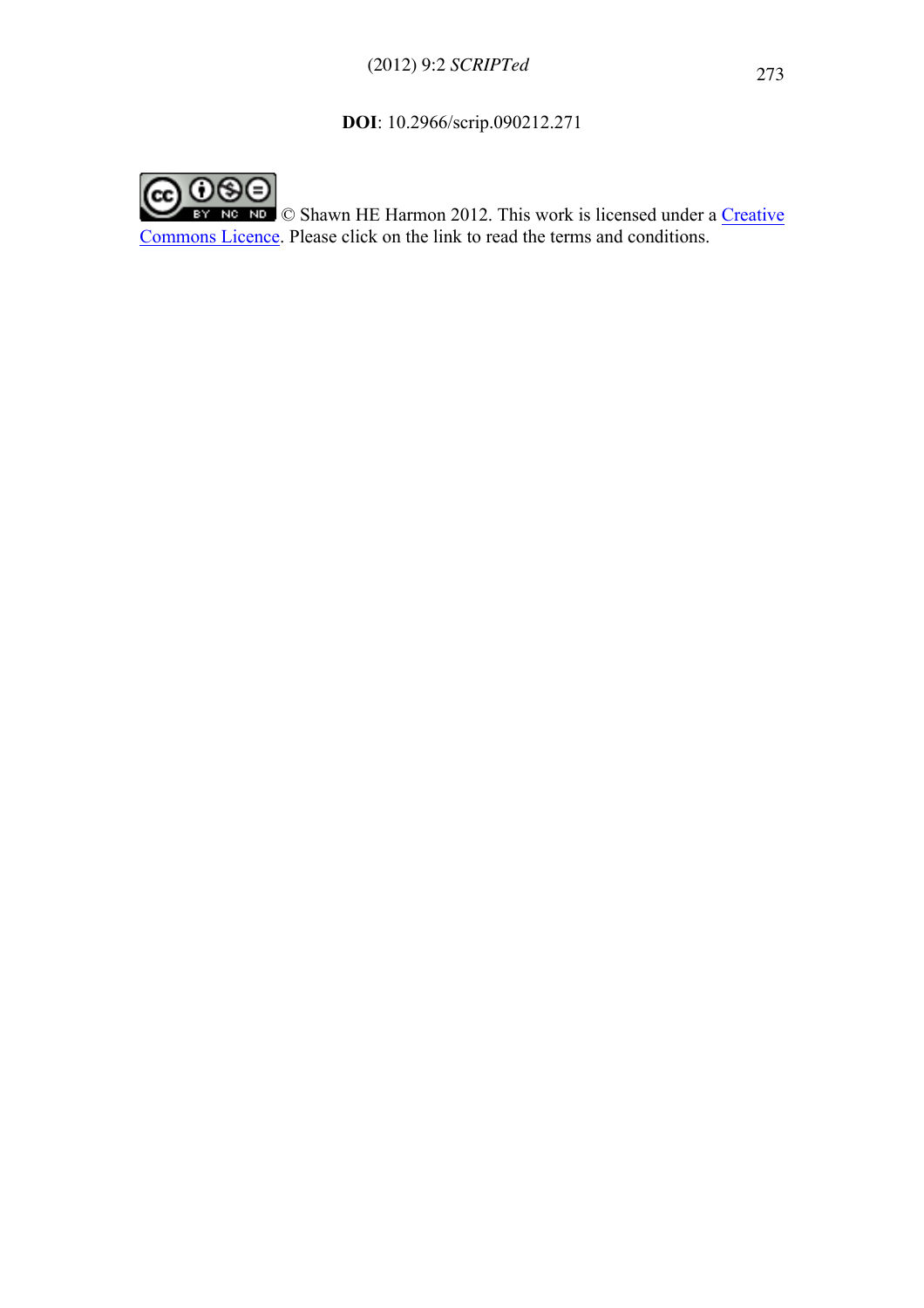**DOI**: 10.2966/scrip.090212.271

© Shawn HE Harmon 2012. This work is licensed under a Creative Commons Licence. Please click on the link to read the terms and conditions.